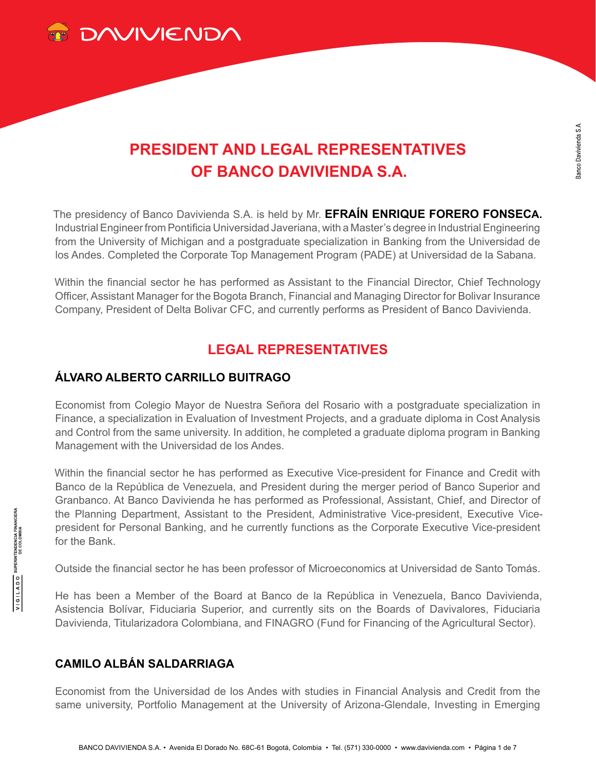# PRESIDENT AND LEGAL REPRESENTATIVES OF BANCO DAVIVIENDA S.A.

The presidency of Banco Davivienda S.A. is held by Mr. **EFRAÍN ENRIQUE FORERO FONSECA.** Industrial Engineer from Pontificia Universidad Javeriana, with a Master's degree in Industrial Engineering from the University of Michigan and a postgraduate specialization in Banking from the Universidad de los Andes. Completed the Corporate Top Management Program (PADE) at Universidad de la Sabana.

Within the financial sector he has performed as Assistant to the Financial Director, Chief Technology Officer, Assistant Manager for the Bogota Branch, Financial and Managing Director for Bolivar Insurance Company, President of Delta Bolivar CFC, and currently performs as President of Banco Davivienda.

## LEGAL REPRESENTATIVES

### ÁLVARO ALBERTO CARRILLO BUITRAGO

Economist from Colegio Mayor de Nuestra Señora del Rosario with a postgraduate specialization in Finance, a specialization in Evaluation of Investment Projects, and a graduate diploma in Cost Analysis and Control from the same university. In addition, he completed a graduate diploma program in Banking Management with the Universidad de los Andes.

Within the financial sector he has performed as Executive Vice-president for Finance and Credit with Banco de la República de Venezuela, and President during the merger period of Banco Superior and Granbanco. At Banco Davivienda he has performed as Professional, Assistant, Chief, and Director of the Planning Department, Assistant to the President, Administrative Vice-president, Executive Vice-president for Personal Banking, and he currently functions as the Corporate Executive Vice-president for the Bank.

Outside the financial sector he has been professor of Microeconomics at Universidad de Santo Tomás.

He has been a Member of the Board at Banco de la República in Venezuela, Banco Davivienda, Asistencia Bolívar, Fiduciaria Superior, and currently sits on the Boards of Davivalores, Fiduciaria Davivienda, Titularizadora Colombiana, and FINAGRO (Fund for Financing of the Agricultural Sector).

### CAMILO ALBÁN SALDARRIAGA

Economist from the Universidad de los Andes with studies in Financial Analysis and Credit from the same university, Portfolio Management at the University of Arizona-Glendale, Investing in Emerging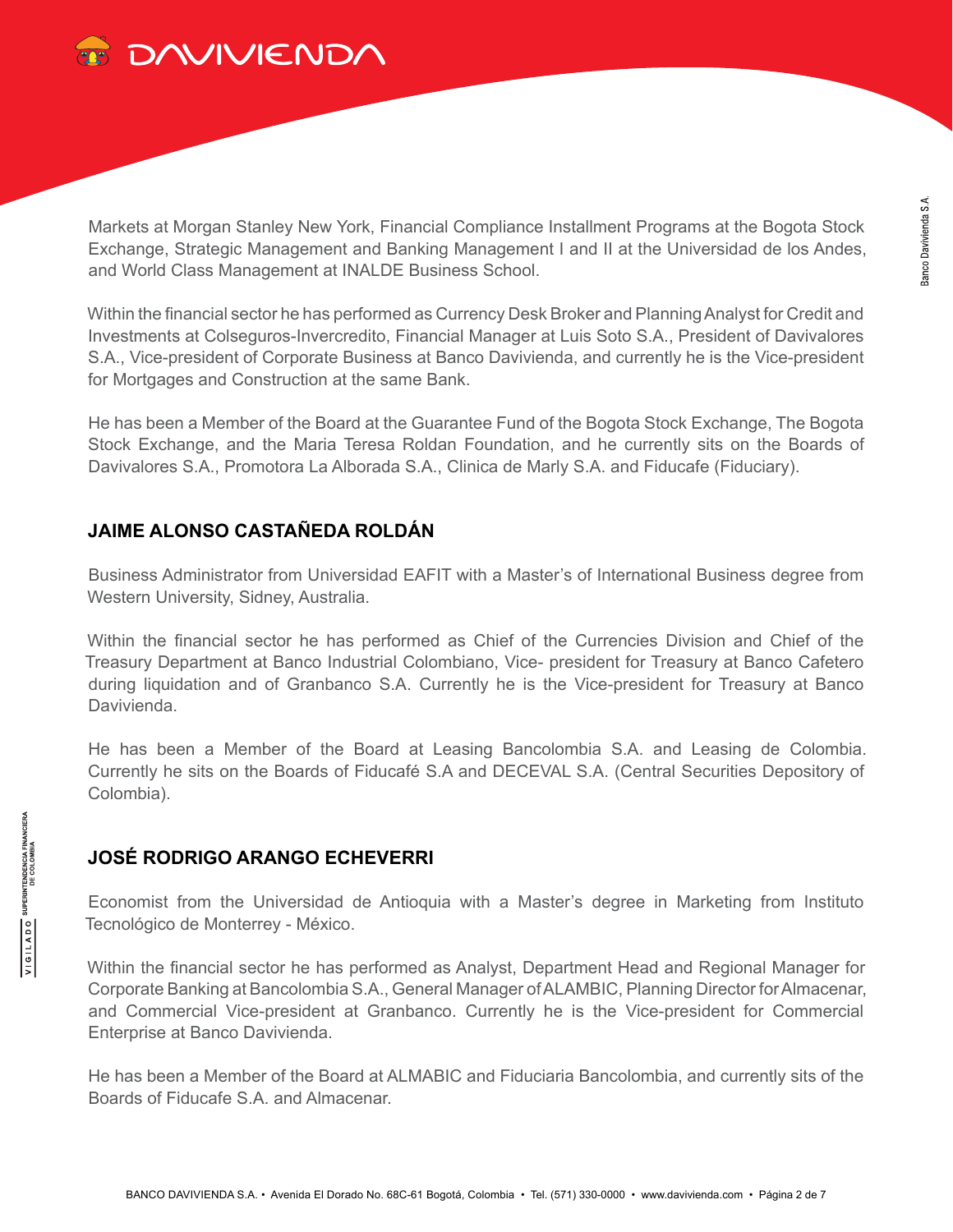Markets at Morgan Stanley New York, Financial Compliance Installment Programs at the Bogota Stock Exchange, Strategic Management and Banking Management I and II at the Universidad de los Andes, and World Class Management at INALDE Business School.

Within the financial sector he has performed as Currency Desk Broker and Planning Analyst for Credit and Investments at Colseguros-Invercredito, Financial Manager at Luis Soto S.A., President of Davivalores S.A., Vice-president of Corporate Business at Banco Davivienda, and currently he is the Vice-president for Mortgages and Construction at the same Bank.

He has been a Member of the Board at the Guarantee Fund of the Bogota Stock Exchange, The Bogota Stock Exchange, and the Maria Teresa Roldan Foundation, and he currently sits on the Boards of Davivalores S.A., Promotora La Alborada S.A., Clinica de Marly S.A. and Fiducafe (Fiduciary).

## JAIME ALONSO CASTAÑEDA ROLDÁN

Business Administrator from Universidad EAFIT with a Master's of International Business degree from Western University, Sidney, Australia.

Within the financial sector he has performed as Chief of the Currencies Division and Chief of the Treasury Department at Banco Industrial Colombiano, Vice- president for Treasury at Banco Cafetero during liquidation and of Granbanco S.A. Currently he is the Vice-president for Treasury at Banco Davivienda.

He has been a Member of the Board at Leasing Bancolombia S.A. and Leasing de Colombia. Currently he sits on the Boards of Fiducafé S.A and DECEVAL S.A. (Central Securities Depository of Colombia).

## JOSÉ RODRIGO ARANGO ECHEVERRI

Economist from the Universidad de Antioquia with a Master's degree in Marketing from Instituto Tecnológico de Monterrey - México.

Within the financial sector he has performed as Analyst, Department Head and Regional Manager for Corporate Banking at Bancolombia S.A., General Manager of ALAMBIC, Planning Director for Almacenar, and Commercial Vice-president at Granbanco. Currently he is the Vice-president for Commercial Enterprise at Banco Davivienda.

He has been a Member of the Board at ALMABIC and Fiduciaria Bancolombia, and currently sits of the Boards of Fiducafe S.A. and Almacenar.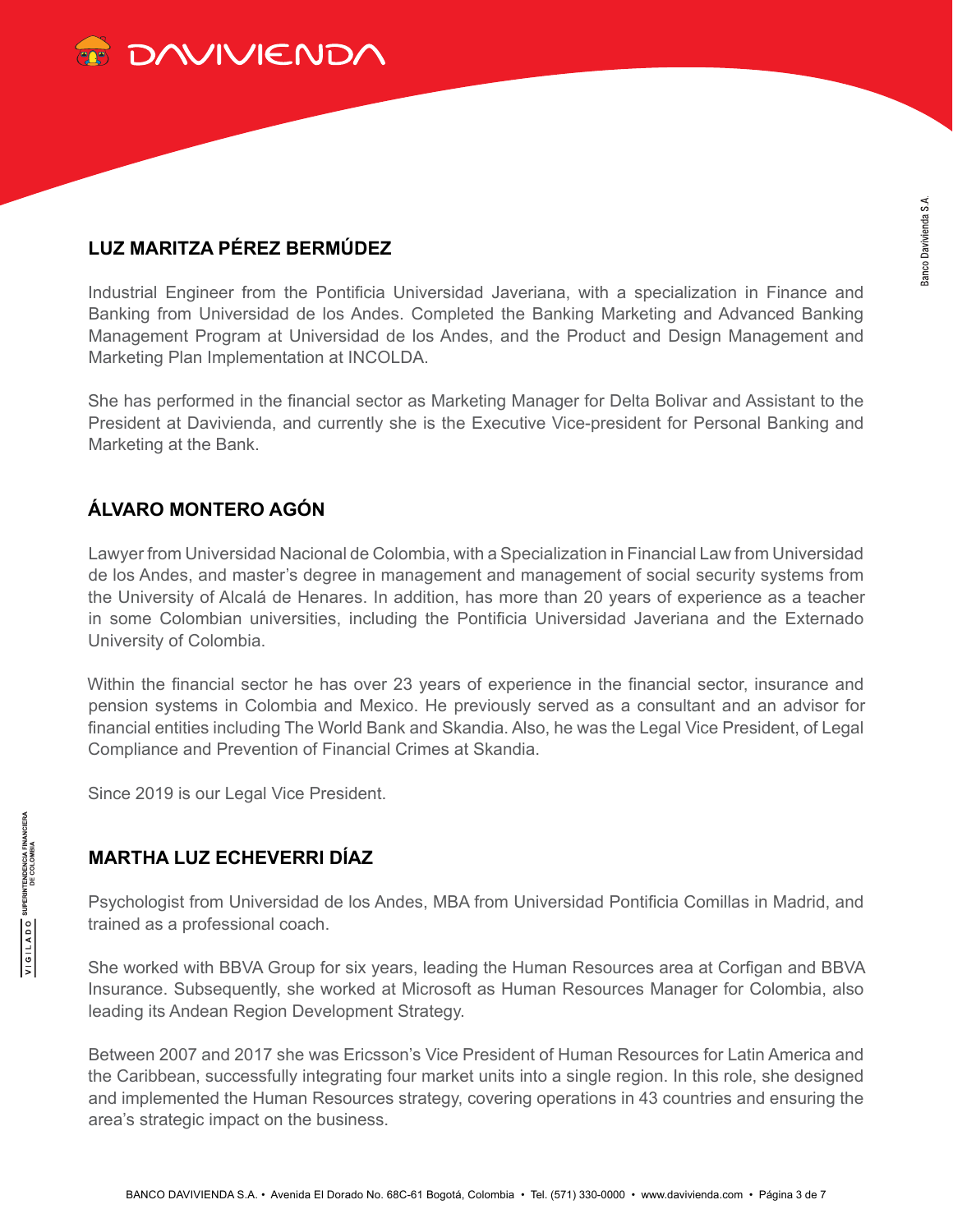## LUZ MARITZA PÉREZ BERMÚDEZ

Industrial Engineer from the Pontificia Universidad Javeriana, with a specialization in Finance and Banking from Universidad de los Andes. Completed the Banking Marketing and Advanced Banking Management Program at Universidad de los Andes, and the Product and Design Management and Marketing Plan Implementation at INCOLDA.

She has performed in the financial sector as Marketing Manager for Delta Bolivar and Assistant to the President at Davivienda, and currently she is the Executive Vice-president for Personal Banking and Marketing at the Bank.

## ÁLVARO MONTERO AGÓN

Lawyer from Universidad Nacional de Colombia, with a Specialization in Financial Law from Universidad de los Andes, and master's degree in management and management of social security systems from the University of Alcalá de Henares. In addition, has more than 20 years of experience as a teacher in some Colombian universities, including the Pontificia Universidad Javeriana and the Externado University of Colombia.

Within the financial sector he has over 23 years of experience in the financial sector, insurance and pension systems in Colombia and Mexico. He previously served as a consultant and an advisor for financial entities including The World Bank and Skandia. Also, he was the Legal Vice President, of Legal Compliance and Prevention of Financial Crimes at Skandia.

Since 2019 is our Legal Vice President.

## MARTHA LUZ ECHEVERRI DÍAZ

Psychologist from Universidad de los Andes, MBA from Universidad Pontificia Comillas in Madrid, and trained as a professional coach.

She worked with BBVA Group for six years, leading the Human Resources area at Corfigan and BBVA Insurance. Subsequently, she worked at Microsoft as Human Resources Manager for Colombia, also leading its Andean Region Development Strategy.

Between 2007 and 2017 she was Ericsson's Vice President of Human Resources for Latin America and the Caribbean, successfully integrating four market units into a single region. In this role, she designed and implemented the Human Resources strategy, covering operations in 43 countries and ensuring the area's strategic impact on the business.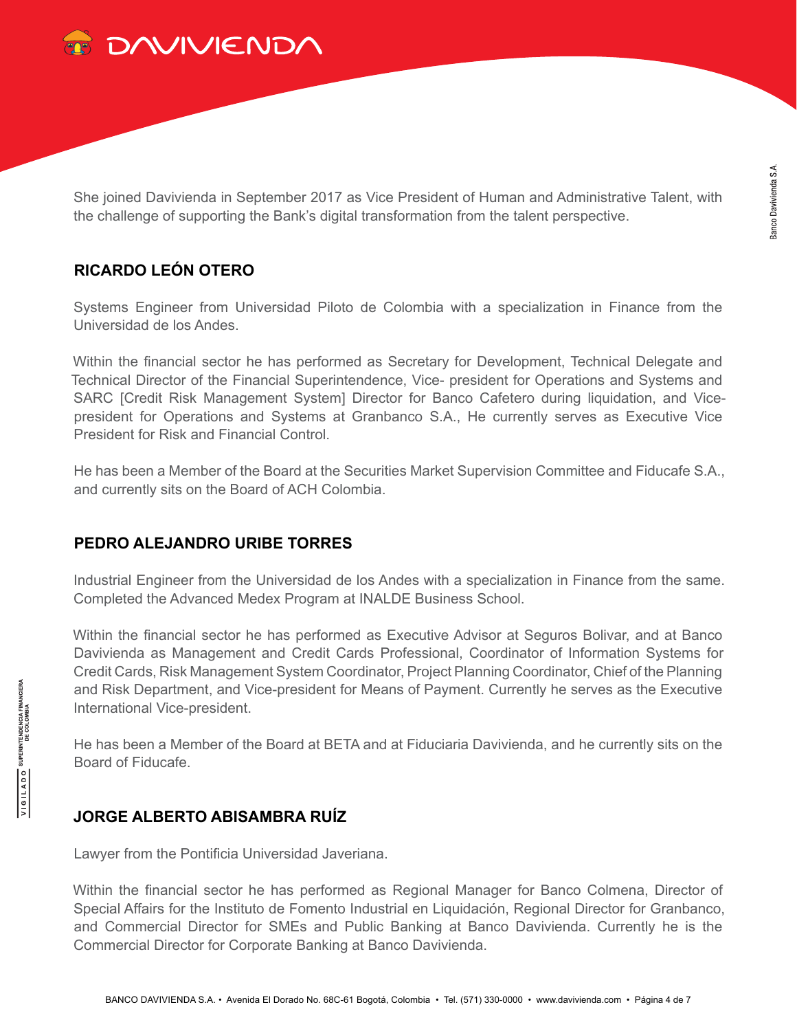She joined Davivienda in September 2017 as Vice President of Human and Administrative Talent, with the challenge of supporting the Bank's digital transformation from the talent perspective.

## RICARDO LEÓN OTERO

Systems Engineer from Universidad Piloto de Colombia with a specialization in Finance from the Universidad de los Andes.

Within the financial sector he has performed as Secretary for Development, Technical Delegate and Technical Director of the Financial Superintendence, Vice- president for Operations and Systems and SARC [Credit Risk Management System] Director for Banco Cafetero during liquidation, and Vice-president for Operations and Systems at Granbanco S.A., He currently serves as Executive Vice President for Risk and Financial Control.

He has been a Member of the Board at the Securities Market Supervision Committee and Fiducafe S.A., and currently sits on the Board of ACH Colombia.

## PEDRO ALEJANDRO URIBE TORRES

Industrial Engineer from the Universidad de los Andes with a specialization in Finance from the same. Completed the Advanced Medex Program at INALDE Business School.

Within the financial sector he has performed as Executive Advisor at Seguros Bolivar, and at Banco Davivienda as Management and Credit Cards Professional, Coordinator of Information Systems for Credit Cards, Risk Management System Coordinator, Project Planning Coordinator, Chief of the Planning and Risk Department, and Vice-president for Means of Payment. Currently he serves as the Executive International Vice-president.

He has been a Member of the Board at BETA and at Fiduciaria Davivienda, and he currently sits on the Board of Fiducafe.

## JORGE ALBERTO ABISAMBRA RUÍZ

Lawyer from the Pontificia Universidad Javeriana.

Within the financial sector he has performed as Regional Manager for Banco Colmena, Director of Special Affairs for the Instituto de Fomento Industrial en Liquidación, Regional Director for Granbanco, and Commercial Director for SMEs and Public Banking at Banco Davivienda. Currently he is the Commercial Director for Corporate Banking at Banco Davivienda.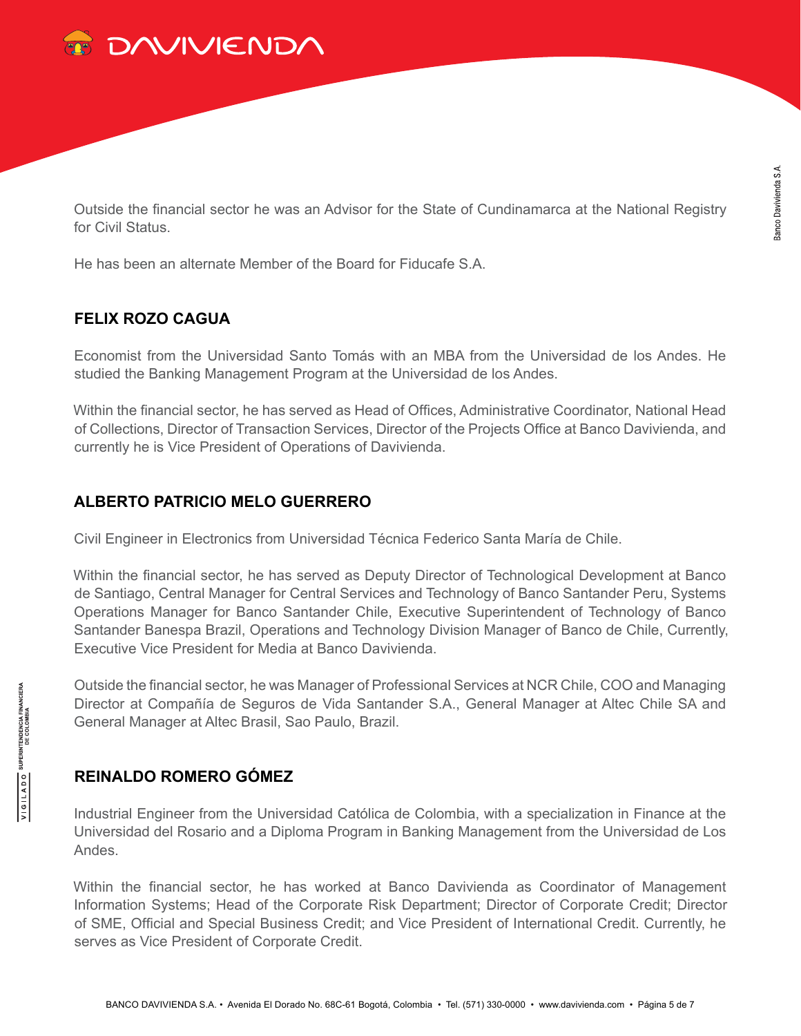Outside the financial sector he was an Advisor for the State of Cundinamarca at the National Registry for Civil Status.

He has been an alternate Member of the Board for Fiducafe S.A.

## FELIX ROZO CAGUA

Economist from the Universidad Santo Tomás with an MBA from the Universidad de los Andes. He studied the Banking Management Program at the Universidad de los Andes.

Within the financial sector, he has served as Head of Offices, Administrative Coordinator, National Head of Collections, Director of Transaction Services, Director of the Projects Office at Banco Davivienda, and currently he is Vice President of Operations of Davivienda.

## ALBERTO PATRICIO MELO GUERRERO

Civil Engineer in Electronics from Universidad Técnica Federico Santa María de Chile.

Within the financial sector, he has served as Deputy Director of Technological Development at Banco de Santiago, Central Manager for Central Services and Technology of Banco Santander Peru, Systems Operations Manager for Banco Santander Chile, Executive Superintendent of Technology of Banco Santander Banespa Brazil, Operations and Technology Division Manager of Banco de Chile, Currently, Executive Vice President for Media at Banco Davivienda.

Outside the financial sector, he was Manager of Professional Services at NCR Chile, COO and Managing Director at Compañía de Seguros de Vida Santander S.A., General Manager at Altec Chile SA and General Manager at Altec Brasil, Sao Paulo, Brazil.

## REINALDO ROMERO GÓMEZ

Industrial Engineer from the Universidad Católica de Colombia, with a specialization in Finance at the Universidad del Rosario and a Diploma Program in Banking Management from the Universidad de Los Andes.

Within the financial sector, he has worked at Banco Davivienda as Coordinator of Management Information Systems; Head of the Corporate Risk Department; Director of Corporate Credit; Director of SME, Official and Special Business Credit; and Vice President of International Credit. Currently, he serves as Vice President of Corporate Credit.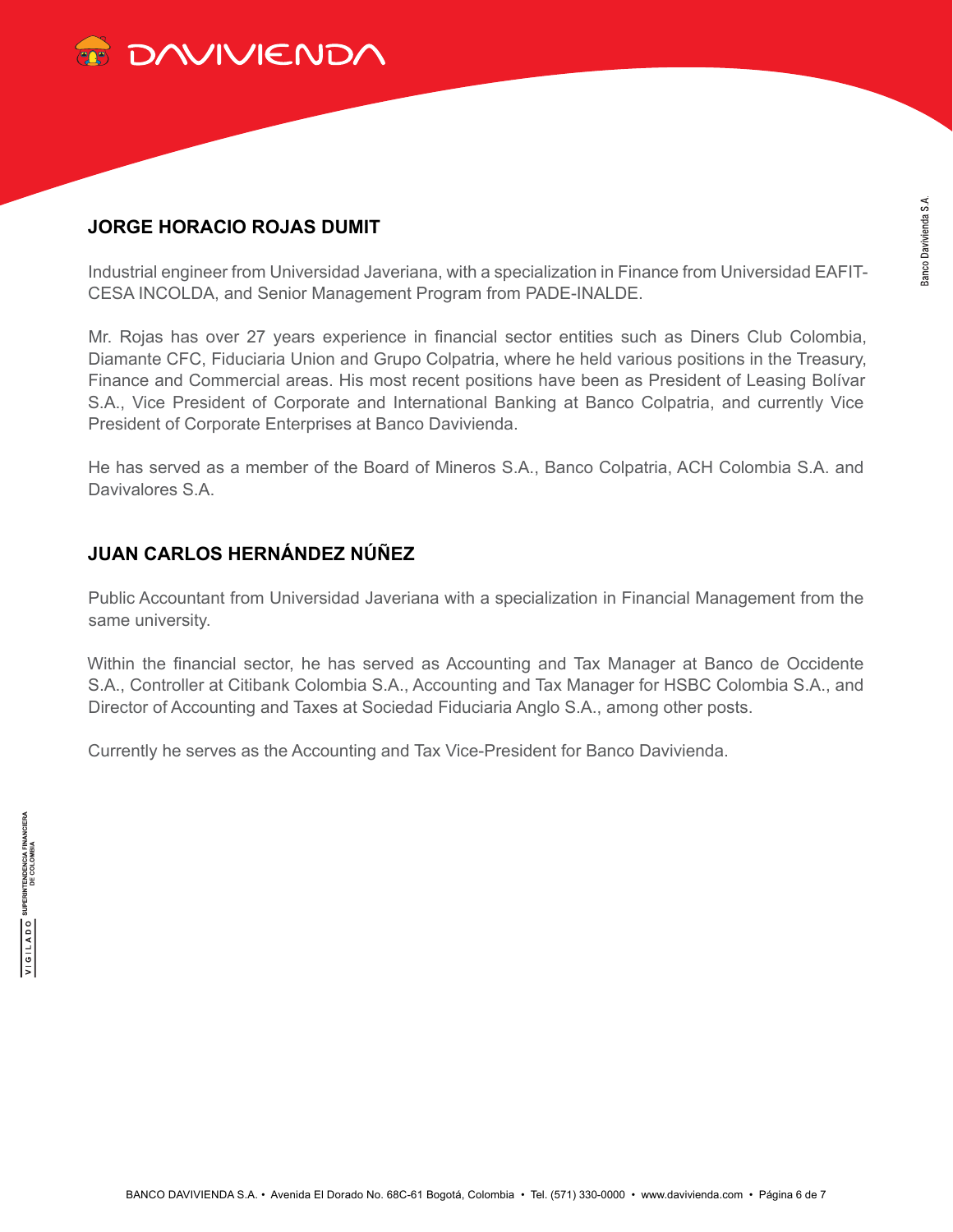## JORGE HORACIO ROJAS DUMIT

Industrial engineer from Universidad Javeriana, with a specialization in Finance from Universidad EAFIT-CESA INCOLDA, and Senior Management Program from PADE-INALDE.

Mr. Rojas has over 27 years experience in financial sector entities such as Diners Club Colombia, Diamante CFC, Fiduciaria Union and Grupo Colpatria, where he held various positions in the Treasury, Finance and Commercial areas. His most recent positions have been as President of Leasing Bolívar S.A., Vice President of Corporate and International Banking at Banco Colpatria, and currently Vice President of Corporate Enterprises at Banco Davivienda.

He has served as a member of the Board of Mineros S.A., Banco Colpatria, ACH Colombia S.A. and Davivalores S.A.

## JUAN CARLOS HERNÁNDEZ NÚÑEZ

Public Accountant from Universidad Javeriana with a specialization in Financial Management from the same university.

Within the financial sector, he has served as Accounting and Tax Manager at Banco de Occidente S.A., Controller at Citibank Colombia S.A., Accounting and Tax Manager for HSBC Colombia S.A., and Director of Accounting and Taxes at Sociedad Fiduciaria Anglo S.A., among other posts.

Currently he serves as the Accounting and Tax Vice-President for Banco Davivienda.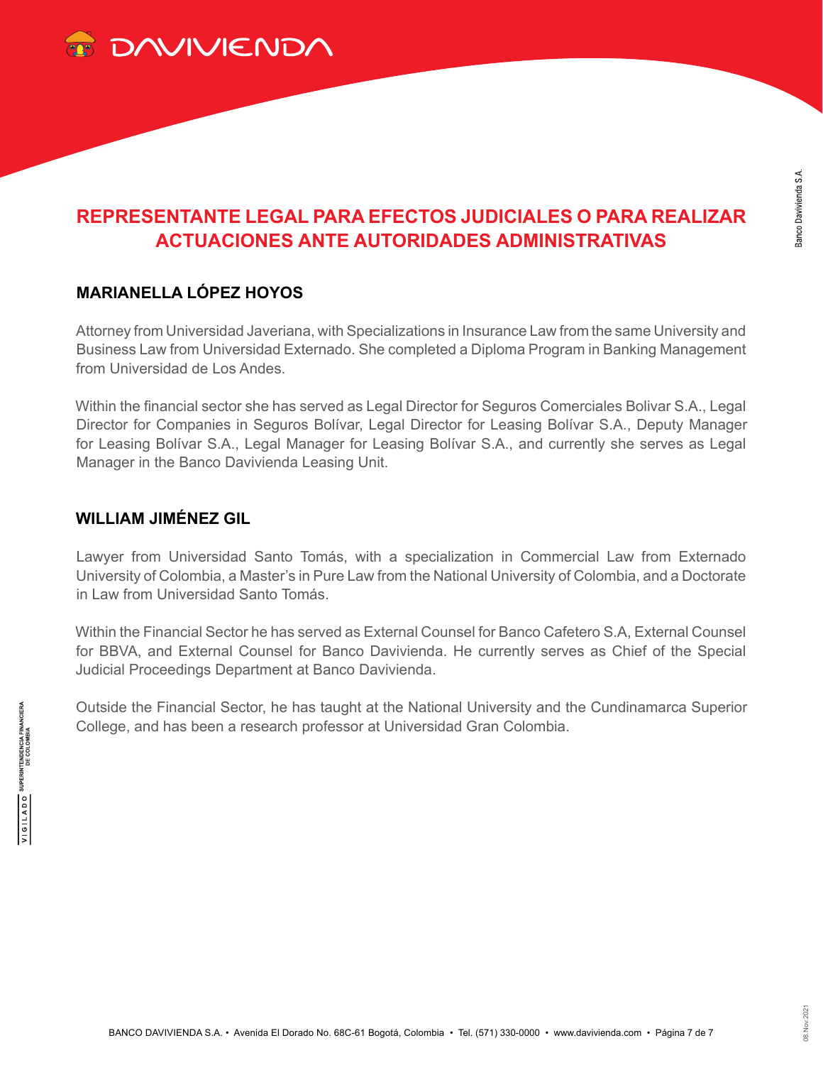# REPRESENTANTE LEGAL PARA EFECTOS JUDICIALES O PARA REALIZAR ACTUACIONES ANTE AUTORIDADES ADMINISTRATIVAS

## MARIANELLA LÓPEZ HOYOS

Attorney from Universidad Javeriana, with Specializations in Insurance Law from the same University and Business Law from Universidad Externado. She completed a Diploma Program in Banking Management from Universidad de Los Andes.

Within the financial sector she has served as Legal Director for Seguros Comerciales Bolivar S.A., Legal Director for Companies in Seguros Bolívar, Legal Director for Leasing Bolívar S.A., Deputy Manager for Leasing Bolívar S.A., Legal Manager for Leasing Bolívar S.A., and currently she serves as Legal Manager in the Banco Davivienda Leasing Unit.

## WILLIAM JIMÉNEZ GIL

Lawyer from Universidad Santo Tomás, with a specialization in Commercial Law from Externado University of Colombia, a Master's in Pure Law from the National University of Colombia, and a Doctorate in Law from Universidad Santo Tomás.

Within the Financial Sector he has served as External Counsel for Banco Cafetero S.A, External Counsel for BBVA, and External Counsel for Banco Davivienda. He currently serves as Chief of the Special Judicial Proceedings Department at Banco Davivienda.

Outside the Financial Sector, he has taught at the National University and the Cundinamarca Superior College, and has been a research professor at Universidad Gran Colombia.